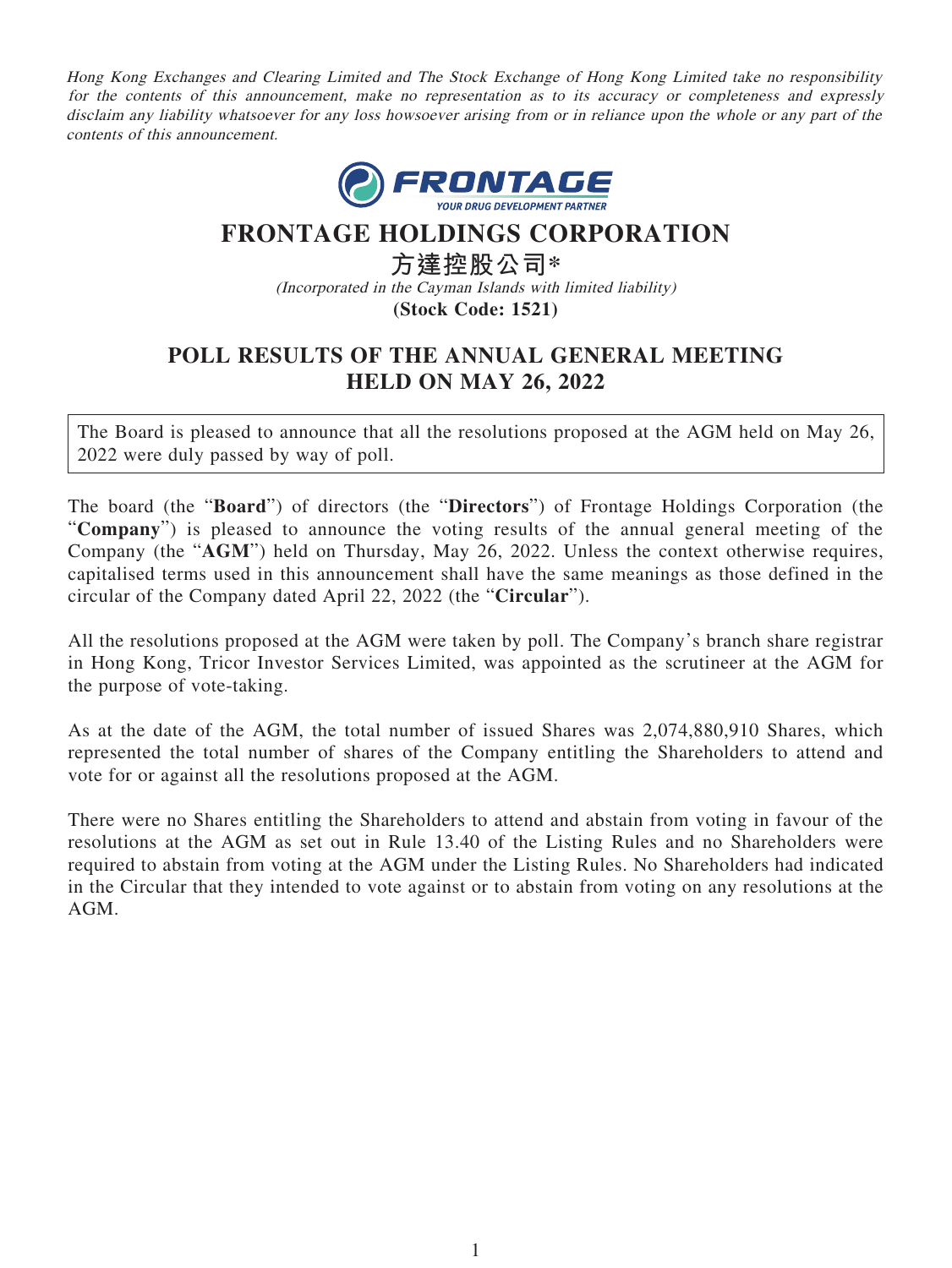*Hong Kong Exchanges and Clearing Limited and The Stock Exchange of Hong Kong Limited take no responsibility for the contents of this announcement, make no representation as to its accuracy or completeness and expressly disclaim any liability whatsoever for any loss howsoever arising from or in reliance upon the whole or any part of the contents of this announcement.*

# FRONTAGE HOLDINGS CORPORATION

# 方達控股公司*

*(Incorporated in the Cayman Islands with limited liability)*

**(Stock Code: 1521)**

## POLL RESULTS OF THE ANNUAL GENERAL MEETING HELD ON MAY 26, 2022

The Board is pleased to announce that all the resolutions proposed at the AGM held on May 26, 2022 were duly passed by way of poll.

The board (the "**Board**") of directors (the "**Directors**") of Frontage Holdings Corporation (the "**Company**") is pleased to announce the voting results of the annual general meeting of the Company (the "**AGM**") held on Thursday, May 26, 2022. Unless the context otherwise requires, capitalised terms used in this announcement shall have the same meanings as those defined in the circular of the Company dated April 22, 2022 (the "**Circular**").

All the resolutions proposed at the AGM were taken by poll. The Company's branch share registrar in Hong Kong, Tricor Investor Services Limited, was appointed as the scrutineer at the AGM for the purpose of vote-taking.

As at the date of the AGM, the total number of issued Shares was 2,074,880,910 Shares, which represented the total number of shares of the Company entitling the Shareholders to attend and vote for or against all the resolutions proposed at the AGM.

There were no Shares entitling the Shareholders to attend and abstain from voting in favour of the resolutions at the AGM as set out in Rule 13.40 of the Listing Rules and no Shareholders were required to abstain from voting at the AGM under the Listing Rules. No Shareholders had indicated in the Circular that they intended to vote against or to abstain from voting on any resolutions at the AGM.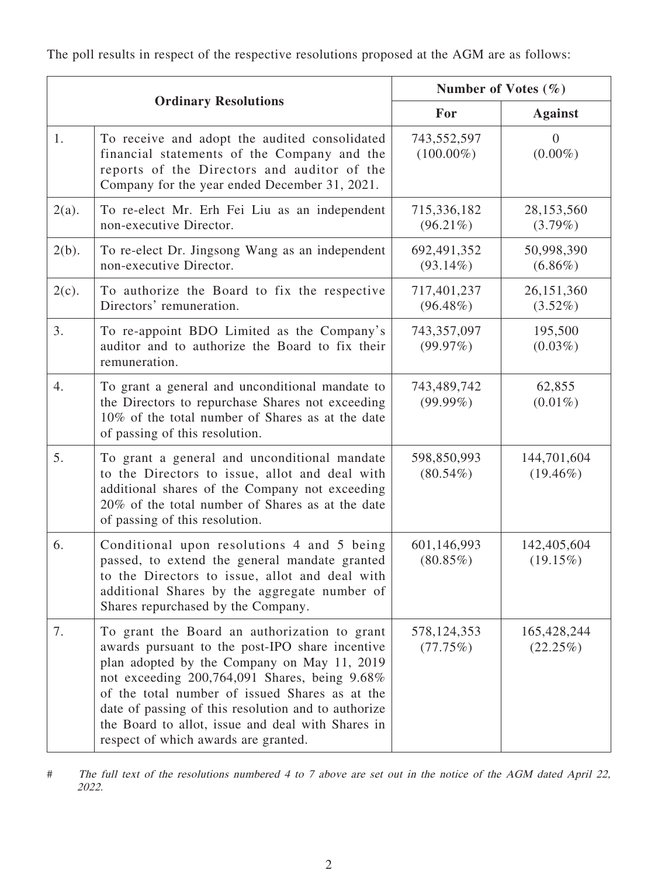The poll results in respect of the respective resolutions proposed at the AGM are as follows:

| Ordinary Resolutions | | Number of Votes (%) | |
|---|---|---|---|
| | | For | Against |
| 1. | To receive and adopt the audited consolidated financial statements of the Company and the reports of the Directors and auditor of the Company for the year ended December 31, 2021. | 743,552,597 (100.00%) | 0 (0.00%) |
| 2(a). | To re-elect Mr. Erh Fei Liu as an independent non-executive Director. | 715,336,182 (96.21%) | 28,153,560 (3.79%) |
| 2(b). | To re-elect Dr. Jingsong Wang as an independent non-executive Director. | 692,491,352 (93.14%) | 50,998,390 (6.86%) |
| 2(c). | To authorize the Board to fix the respective Directors' remuneration. | 717,401,237 (96.48%) | 26,151,360 (3.52%) |
| 3. | To re-appoint BDO Limited as the Company's auditor and to authorize the Board to fix their remuneration. | 743,357,097 (99.97%) | 195,500 (0.03%) |
| 4. | To grant a general and unconditional mandate to the Directors to repurchase Shares not exceeding 10% of the total number of Shares as at the date of passing of this resolution. | 743,489,742 (99.99%) | 62,855 (0.01%) |
| 5. | To grant a general and unconditional mandate to the Directors to issue, allot and deal with additional shares of the Company not exceeding 20% of the total number of Shares as at the date of passing of this resolution. | 598,850,993 (80.54%) | 144,701,604 (19.46%) |
| 6. | Conditional upon resolutions 4 and 5 being passed, to extend the general mandate granted to the Directors to issue, allot and deal with additional Shares by the aggregate number of Shares repurchased by the Company. | 601,146,993 (80.85%) | 142,405,604 (19.15%) |
| 7. | To grant the Board an authorization to grant awards pursuant to the post-IPO share incentive plan adopted by the Company on May 11, 2019 not exceeding 200,764,091 Shares, being 9.68% of the total number of issued Shares as at the date of passing of this resolution and to authorize the Board to allot, issue and deal with Shares in respect of which awards are granted. | 578,124,353 (77.75%) | 165,428,244 (22.25%) |

# *The full text of the resolutions numbered 4 to 7 above are set out in the notice of the AGM dated April 22, 2022.*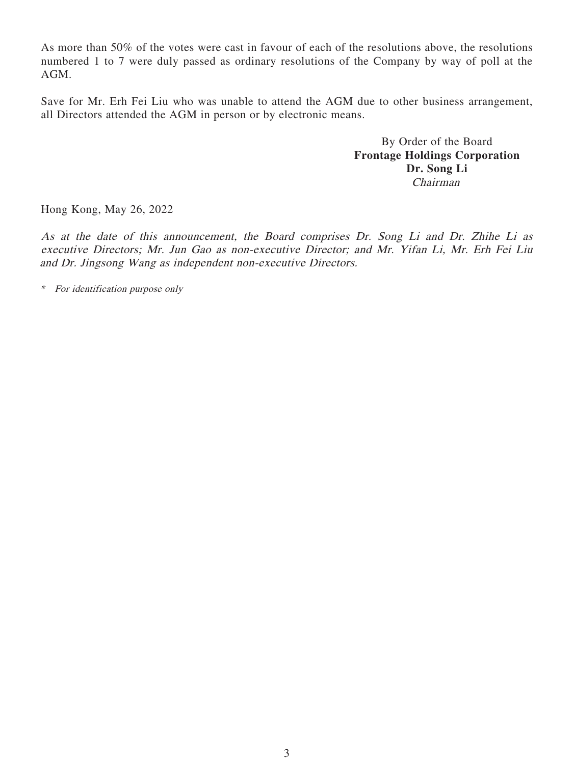As more than 50% of the votes were cast in favour of each of the resolutions above, the resolutions numbered 1 to 7 were duly passed as ordinary resolutions of the Company by way of poll at the AGM.

Save for Mr. Erh Fei Liu who was unable to attend the AGM due to other business arrangement, all Directors attended the AGM in person or by electronic means.

By Order of the Board
**Frontage Holdings Corporation**
**Dr. Song Li**
*Chairman*

Hong Kong, May 26, 2022

*As at the date of this announcement, the Board comprises Dr. Song Li and Dr. Zhihe Li as executive Directors; Mr. Jun Gao as non-executive Director; and Mr. Yifan Li, Mr. Erh Fei Liu and Dr. Jingsong Wang as independent non-executive Directors.*

\* *For identification purpose only*